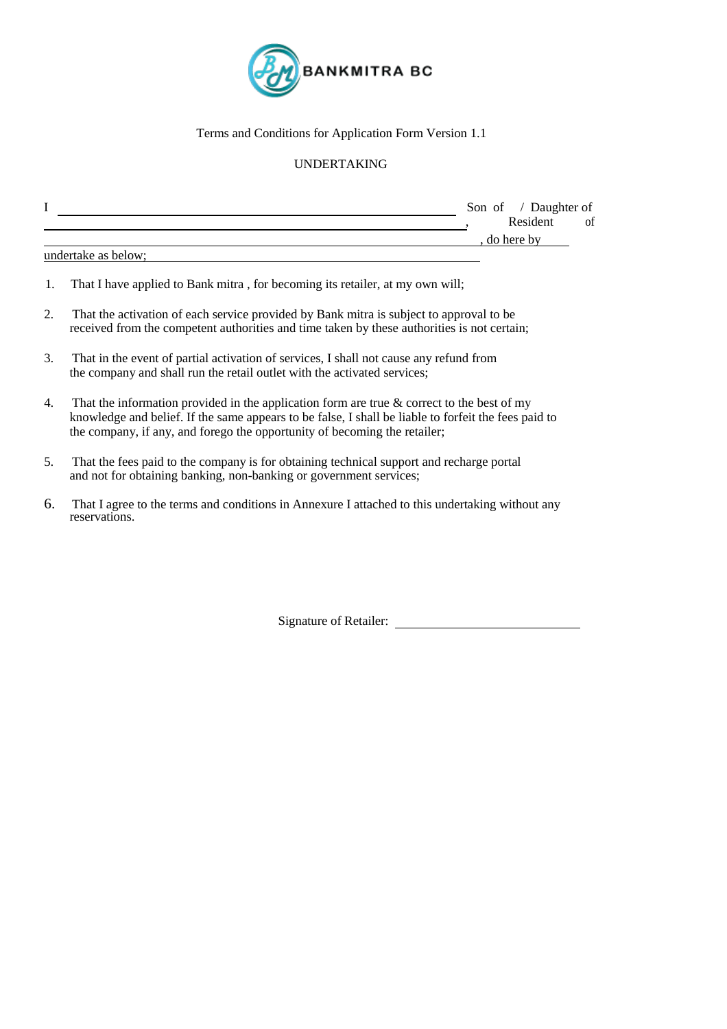BANKMITRA BC

Terms and Conditions for Application Form Version 1.1

UNDERTAKING

I \_\_\_\_\_\_\_\_\_\_\_\_\_\_\_\_\_\_\_\_\_\_\_\_\_\_\_\_\_\_\_\_\_\_\_\_\_\_\_\_\_\_\_\_\_\_\_\_ Son of / Daughter of \_\_\_\_\_\_\_\_\_\_\_\_\_\_\_\_\_\_\_\_\_\_\_\_\_\_\_\_\_\_\_\_\_\_\_\_\_\_\_\_\_\_\_\_\_\_\_\_\_\_, Resident of \_\_\_\_\_\_\_\_\_\_\_\_\_\_\_\_\_\_\_\_\_\_\_\_\_\_\_\_\_\_\_\_\_\_\_\_\_\_\_\_\_\_\_\_\_\_\_\_\_\_\_, do here by undertake as below;

1. That I have applied to Bank mitra , for becoming its retailer, at my own will;

2. That the activation of each service provided by Bank mitra is subject to approval to be received from the competent authorities and time taken by these authorities is not certain;

3. That in the event of partial activation of services, I shall not cause any refund from the company and shall run the retail outlet with the activated services;

4. That the information provided in the application form are true & correct to the best of my knowledge and belief. If the same appears to be false, I shall be liable to forfeit the fees paid to the company, if any, and forego the opportunity of becoming the retailer;

5. That the fees paid to the company is for obtaining technical support and recharge portal and not for obtaining banking, non-banking or government services;

6. That I agree to the terms and conditions in Annexure I attached to this undertaking without any reservations.

Signature of Retailer: \_\_\_\_\_\_\_\_\_\_\_\_\_\_\_\_\_\_\_\_\_\_\_\_\_\_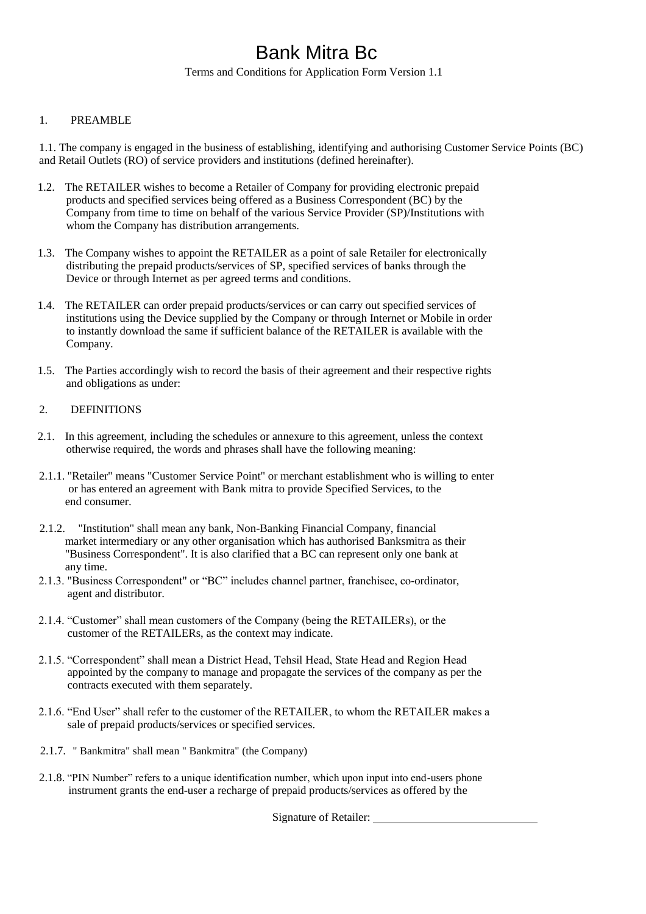# Bank Mitra Bc

Terms and Conditions for Application Form Version 1.1

1. PREAMBLE

1.1. The company is engaged in the business of establishing, identifying and authorising Customer Service Points (BC) and Retail Outlets (RO) of service providers and institutions (defined hereinafter).

1.2. The RETAILER wishes to become a Retailer of Company for providing electronic prepaid products and specified services being offered as a Business Correspondent (BC) by the Company from time to time on behalf of the various Service Provider (SP)/Institutions with whom the Company has distribution arrangements.

1.3. The Company wishes to appoint the RETAILER as a point of sale Retailer for electronically distributing the prepaid products/services of SP, specified services of banks through the Device or through Internet as per agreed terms and conditions.

1.4. The RETAILER can order prepaid products/services or can carry out specified services of institutions using the Device supplied by the Company or through Internet or Mobile in order to instantly download the same if sufficient balance of the RETAILER is available with the Company.

1.5. The Parties accordingly wish to record the basis of their agreement and their respective rights and obligations as under:

2. DEFINITIONS

2.1. In this agreement, including the schedules or annexure to this agreement, unless the context otherwise required, the words and phrases shall have the following meaning:

2.1.1. "Retailer" means "Customer Service Point" or merchant establishment who is willing to enter or has entered an agreement with Bank mitra to provide Specified Services, to the end consumer.

2.1.2. "Institution" shall mean any bank, Non-Banking Financial Company, financial market intermediary or any other organisation which has authorised Banksmitra as their "Business Correspondent". It is also clarified that a BC can represent only one bank at any time.

2.1.3. "Business Correspondent" or "BC" includes channel partner, franchisee, co-ordinator, agent and distributor.

2.1.4. "Customer" shall mean customers of the Company (being the RETAILERs), or the customer of the RETAILERs, as the context may indicate.

2.1.5. "Correspondent" shall mean a District Head, Tehsil Head, State Head and Region Head appointed by the company to manage and propagate the services of the company as per the contracts executed with them separately.

2.1.6. "End User" shall refer to the customer of the RETAILER, to whom the RETAILER makes a sale of prepaid products/services or specified services.

2.1.7. " Bankmitra" shall mean " Bankmitra" (the Company)

2.1.8. "PIN Number" refers to a unique identification number, which upon input into end-users phone instrument grants the end-user a recharge of prepaid products/services as offered by the

Signature of Retailer: ______________________________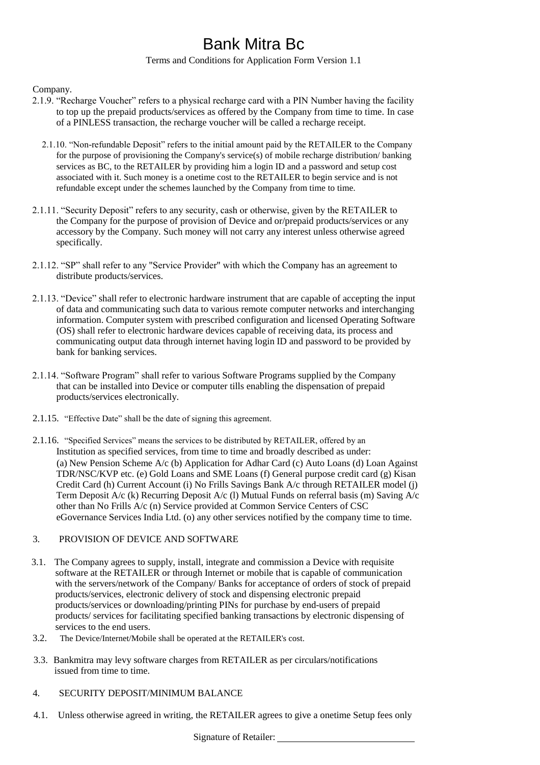Company.

2.1.9. “Recharge Voucher” refers to a physical recharge card with a PIN Number having the facility to top up the prepaid products/services as offered by the Company from time to time. In case of a PINLESS transaction, the recharge voucher will be called a recharge receipt.

2.1.10. “Non-refundable Deposit” refers to the initial amount paid by the RETAILER to the Company for the purpose of provisioning the Company's service(s) of mobile recharge distribution/ banking services as BC, to the RETAILER by providing him a login ID and a password and setup cost associated with it. Such money is a onetime cost to the RETAILER to begin service and is not refundable except under the schemes launched by the Company from time to time.

2.1.11. “Security Deposit” refers to any security, cash or otherwise, given by the RETAILER to the Company for the purpose of provision of Device and or/prepaid products/services or any accessory by the Company. Such money will not carry any interest unless otherwise agreed specifically.

2.1.12. “SP” shall refer to any "Service Provider" with which the Company has an agreement to distribute products/services.

2.1.13. “Device” shall refer to electronic hardware instrument that are capable of accepting the input of data and communicating such data to various remote computer networks and interchanging information. Computer system with prescribed configuration and licensed Operating Software (OS) shall refer to electronic hardware devices capable of receiving data, its process and communicating output data through internet having login ID and password to be provided by bank for banking services.

2.1.14. “Software Program” shall refer to various Software Programs supplied by the Company that can be installed into Device or computer tills enabling the dispensation of prepaid products/services electronically.

2.1.15. “Effective Date” shall be the date of signing this agreement.

2.1.16. “Specified Services” means the services to be distributed by RETAILER, offered by an Institution as specified services, from time to time and broadly described as under: (a) New Pension Scheme A/c (b) Application for Adhar Card (c) Auto Loans (d) Loan Against TDR/NSC/KVP etc. (e) Gold Loans and SME Loans (f) General purpose credit card (g) Kisan Credit Card (h) Current Account (i) No Frills Savings Bank A/c through RETAILER model (j) Term Deposit A/c (k) Recurring Deposit A/c (l) Mutual Funds on referral basis (m) Saving A/c other than No Frills A/c (n) Service provided at Common Service Centers of CSC eGovernance Services India Ltd. (o) any other services notified by the company time to time.

## 3. PROVISION OF DEVICE AND SOFTWARE

3.1. The Company agrees to supply, install, integrate and commission a Device with requisite software at the RETAILER or through Internet or mobile that is capable of communication with the servers/network of the Company/ Banks for acceptance of orders of stock of prepaid products/services, electronic delivery of stock and dispensing electronic prepaid products/services or downloading/printing PINs for purchase by end-users of prepaid products/ services for facilitating specified banking transactions by electronic dispensing of services to the end users.

3.2. The Device/Internet/Mobile shall be operated at the RETAILER's cost.

3.3. Bankmitra may levy software charges from RETAILER as per circulars/notifications issued from time to time.

## 4. SECURITY DEPOSIT/MINIMUM BALANCE

4.1. Unless otherwise agreed in writing, the RETAILER agrees to give a onetime Setup fees only

Signature of Retailer: ____________________________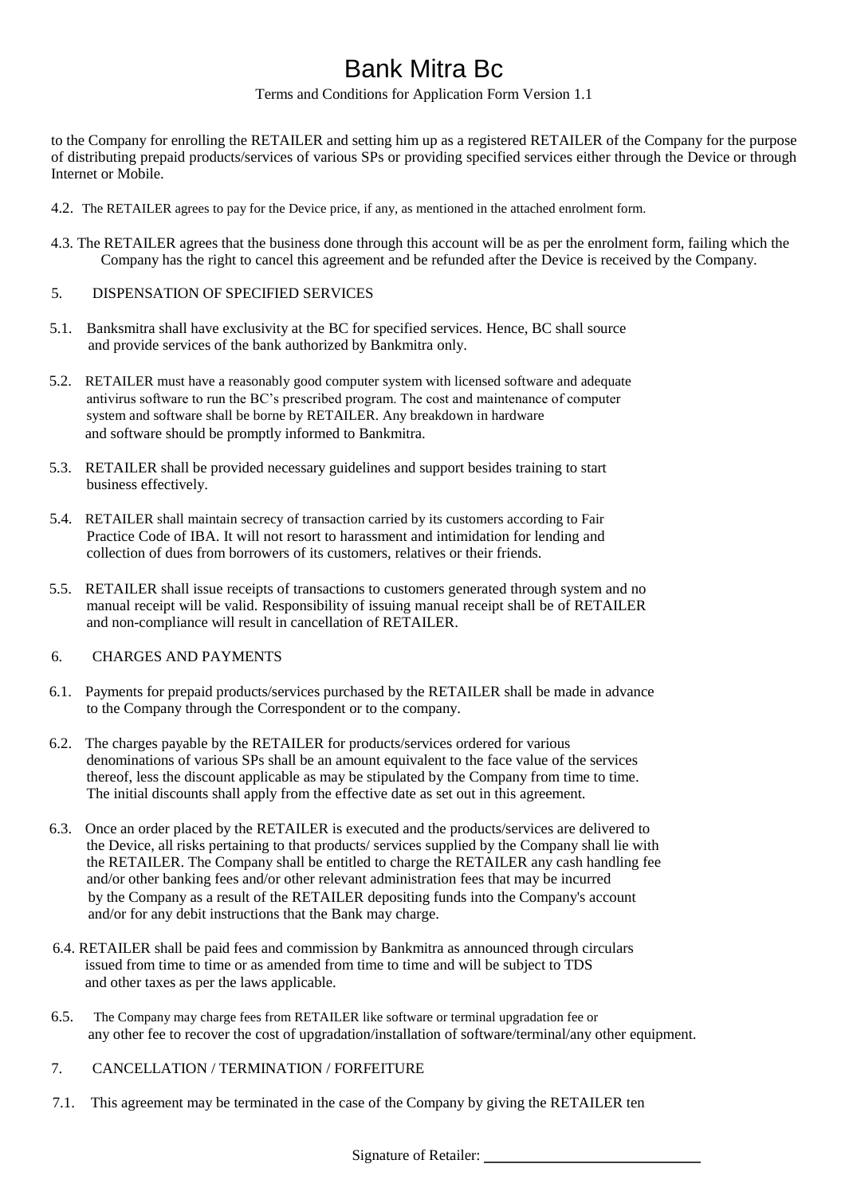# Bank Mitra Bc

Terms and Conditions for Application Form Version 1.1

to the Company for enrolling the RETAILER and setting him up as a registered RETAILER of the Company for the purpose of distributing prepaid products/services of various SPs or providing specified services either through the Device or through Internet or Mobile.

4.2. The RETAILER agrees to pay for the Device price, if any, as mentioned in the attached enrolment form.

4.3. The RETAILER agrees that the business done through this account will be as per the enrolment form, failing which the Company has the right to cancel this agreement and be refunded after the Device is received by the Company.

5. DISPENSATION OF SPECIFIED SERVICES

5.1. Banksmitra shall have exclusivity at the BC for specified services. Hence, BC shall source and provide services of the bank authorized by Bankmitra only.

5.2. RETAILER must have a reasonably good computer system with licensed software and adequate antivirus software to run the BC's prescribed program. The cost and maintenance of computer system and software shall be borne by RETAILER. Any breakdown in hardware and software should be promptly informed to Bankmitra.

5.3. RETAILER shall be provided necessary guidelines and support besides training to start business effectively.

5.4. RETAILER shall maintain secrecy of transaction carried by its customers according to Fair Practice Code of IBA. It will not resort to harassment and intimidation for lending and collection of dues from borrowers of its customers, relatives or their friends.

5.5. RETAILER shall issue receipts of transactions to customers generated through system and no manual receipt will be valid. Responsibility of issuing manual receipt shall be of RETAILER and non-compliance will result in cancellation of RETAILER.

6. CHARGES AND PAYMENTS

6.1. Payments for prepaid products/services purchased by the RETAILER shall be made in advance to the Company through the Correspondent or to the company.

6.2. The charges payable by the RETAILER for products/services ordered for various denominations of various SPs shall be an amount equivalent to the face value of the services thereof, less the discount applicable as may be stipulated by the Company from time to time. The initial discounts shall apply from the effective date as set out in this agreement.

6.3. Once an order placed by the RETAILER is executed and the products/services are delivered to the Device, all risks pertaining to that products/ services supplied by the Company shall lie with the RETAILER. The Company shall be entitled to charge the RETAILER any cash handling fee and/or other banking fees and/or other relevant administration fees that may be incurred by the Company as a result of the RETAILER depositing funds into the Company's account and/or for any debit instructions that the Bank may charge.

6.4. RETAILER shall be paid fees and commission by Bankmitra as announced through circulars issued from time to time or as amended from time to time and will be subject to TDS and other taxes as per the laws applicable.

6.5. The Company may charge fees from RETAILER like software or terminal upgradation fee or any other fee to recover the cost of upgradation/installation of software/terminal/any other equipment.

7. CANCELLATION / TERMINATION / FORFEITURE

7.1. This agreement may be terminated in the case of the Company by giving the RETAILER ten

Signature of Retailer: ______________________________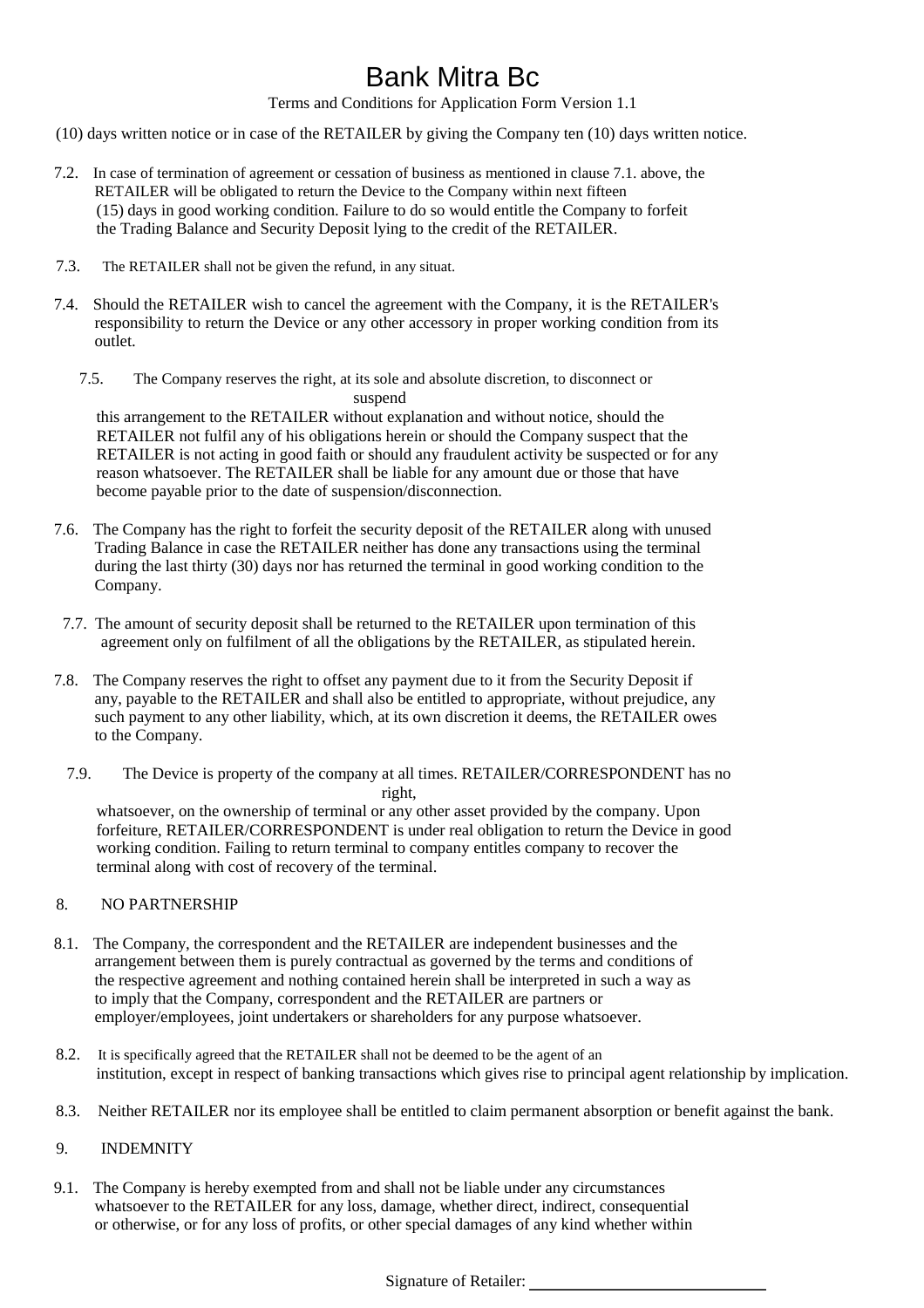(10) days written notice or in case of the RETAILER by giving the Company ten (10) days written notice.

7.2. In case of termination of agreement or cessation of business as mentioned in clause 7.1. above, the RETAILER will be obligated to return the Device to the Company within next fifteen (15) days in good working condition. Failure to do so would entitle the Company to forfeit the Trading Balance and Security Deposit lying to the credit of the RETAILER.

7.3. The RETAILER shall not be given the refund, in any situat.

7.4. Should the RETAILER wish to cancel the agreement with the Company, it is the RETAILER's responsibility to return the Device or any other accessory in proper working condition from its outlet.

7.5. The Company reserves the right, at its sole and absolute discretion, to disconnect or suspend this arrangement to the RETAILER without explanation and without notice, should the RETAILER not fulfil any of his obligations herein or should the Company suspect that the RETAILER is not acting in good faith or should any fraudulent activity be suspected or for any reason whatsoever. The RETAILER shall be liable for any amount due or those that have become payable prior to the date of suspension/disconnection.

7.6. The Company has the right to forfeit the security deposit of the RETAILER along with unused Trading Balance in case the RETAILER neither has done any transactions using the terminal during the last thirty (30) days nor has returned the terminal in good working condition to the Company.

7.7. The amount of security deposit shall be returned to the RETAILER upon termination of this agreement only on fulfilment of all the obligations by the RETAILER, as stipulated herein.

7.8. The Company reserves the right to offset any payment due to it from the Security Deposit if any, payable to the RETAILER and shall also be entitled to appropriate, without prejudice, any such payment to any other liability, which, at its own discretion it deems, the RETAILER owes to the Company.

7.9. The Device is property of the company at all times. RETAILER/CORRESPONDENT has no right, whatsoever, on the ownership of terminal or any other asset provided by the company. Upon forfeiture, RETAILER/CORRESPONDENT is under real obligation to return the Device in good working condition. Failing to return terminal to company entitles company to recover the terminal along with cost of recovery of the terminal.

## 8. NO PARTNERSHIP

8.1. The Company, the correspondent and the RETAILER are independent businesses and the arrangement between them is purely contractual as governed by the terms and conditions of the respective agreement and nothing contained herein shall be interpreted in such a way as to imply that the Company, correspondent and the RETAILER are partners or employer/employees, joint undertakers or shareholders for any purpose whatsoever.

8.2. It is specifically agreed that the RETAILER shall not be deemed to be the agent of an institution, except in respect of banking transactions which gives rise to principal agent relationship by implication.

8.3. Neither RETAILER nor its employee shall be entitled to claim permanent absorption or benefit against the bank.

## 9. INDEMNITY

9.1. The Company is hereby exempted from and shall not be liable under any circumstances whatsoever to the RETAILER for any loss, damage, whether direct, indirect, consequential or otherwise, or for any loss of profits, or other special damages of any kind whether within

Signature of Retailer: ____________________________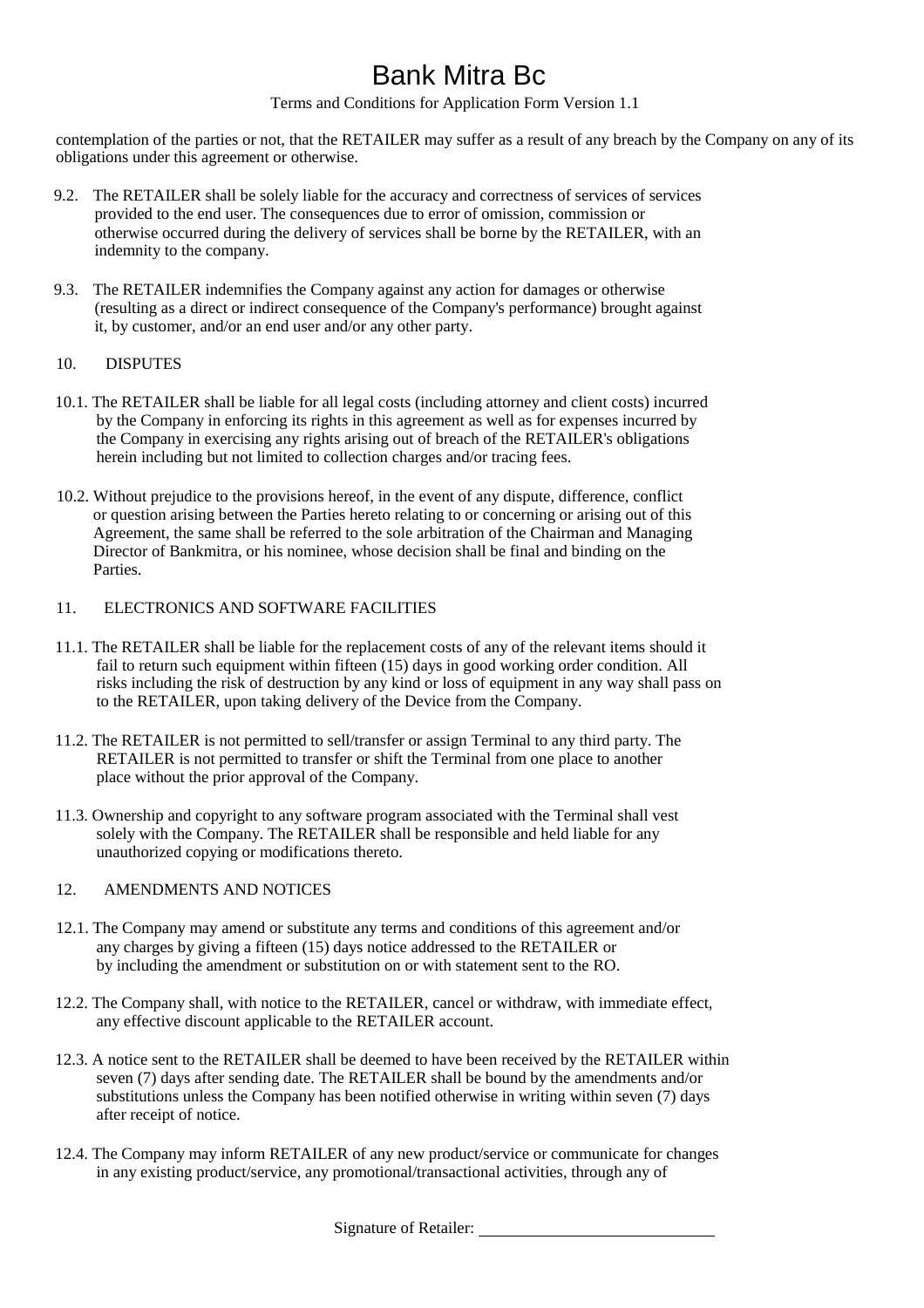contemplation of the parties or not, that the RETAILER may suffer as a result of any breach by the Company on any of its obligations under this agreement or otherwise.

9.2. The RETAILER shall be solely liable for the accuracy and correctness of services of services provided to the end user. The consequences due to error of omission, commission or otherwise occurred during the delivery of services shall be borne by the RETAILER, with an indemnity to the company.

9.3. The RETAILER indemnifies the Company against any action for damages or otherwise (resulting as a direct or indirect consequence of the Company's performance) brought against it, by customer, and/or an end user and/or any other party.

10. DISPUTES

10.1. The RETAILER shall be liable for all legal costs (including attorney and client costs) incurred by the Company in enforcing its rights in this agreement as well as for expenses incurred by the Company in exercising any rights arising out of breach of the RETAILER's obligations herein including but not limited to collection charges and/or tracing fees.

10.2. Without prejudice to the provisions hereof, in the event of any dispute, difference, conflict or question arising between the Parties hereto relating to or concerning or arising out of this Agreement, the same shall be referred to the sole arbitration of the Chairman and Managing Director of Bankmitra, or his nominee, whose decision shall be final and binding on the Parties.

11. ELECTRONICS AND SOFTWARE FACILITIES

11.1. The RETAILER shall be liable for the replacement costs of any of the relevant items should it fail to return such equipment within fifteen (15) days in good working order condition. All risks including the risk of destruction by any kind or loss of equipment in any way shall pass on to the RETAILER, upon taking delivery of the Device from the Company.

11.2. The RETAILER is not permitted to sell/transfer or assign Terminal to any third party. The RETAILER is not permitted to transfer or shift the Terminal from one place to another place without the prior approval of the Company.

11.3. Ownership and copyright to any software program associated with the Terminal shall vest solely with the Company. The RETAILER shall be responsible and held liable for any unauthorized copying or modifications thereto.

12. AMENDMENTS AND NOTICES

12.1. The Company may amend or substitute any terms and conditions of this agreement and/or any charges by giving a fifteen (15) days notice addressed to the RETAILER or by including the amendment or substitution on or with statement sent to the RO.

12.2. The Company shall, with notice to the RETAILER, cancel or withdraw, with immediate effect, any effective discount applicable to the RETAILER account.

12.3. A notice sent to the RETAILER shall be deemed to have been received by the RETAILER within seven (7) days after sending date. The RETAILER shall be bound by the amendments and/or substitutions unless the Company has been notified otherwise in writing within seven (7) days after receipt of notice.

12.4. The Company may inform RETAILER of any new product/service or communicate for changes in any existing product/service, any promotional/transactional activities, through any of

Signature of Retailer: ____________________________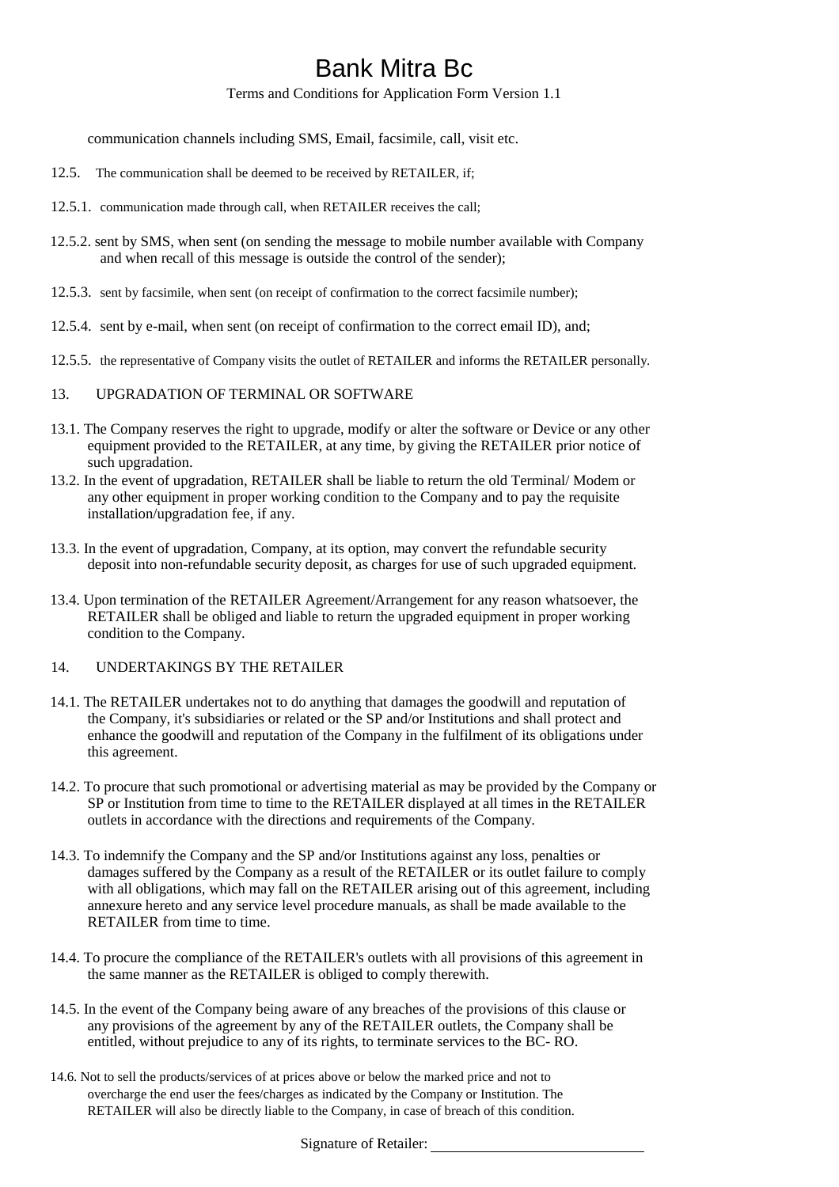communication channels including SMS, Email, facsimile, call, visit etc.

12.5. The communication shall be deemed to be received by RETAILER, if;

12.5.1. communication made through call, when RETAILER receives the call;

12.5.2. sent by SMS, when sent (on sending the message to mobile number available with Company and when recall of this message is outside the control of the sender);

12.5.3. sent by facsimile, when sent (on receipt of confirmation to the correct facsimile number);

12.5.4. sent by e-mail, when sent (on receipt of confirmation to the correct email ID), and;

12.5.5. the representative of Company visits the outlet of RETAILER and informs the RETAILER personally.

## 13. UPGRADATION OF TERMINAL OR SOFTWARE

13.1. The Company reserves the right to upgrade, modify or alter the software or Device or any other equipment provided to the RETAILER, at any time, by giving the RETAILER prior notice of such upgradation.

13.2. In the event of upgradation, RETAILER shall be liable to return the old Terminal/ Modem or any other equipment in proper working condition to the Company and to pay the requisite installation/upgradation fee, if any.

13.3. In the event of upgradation, Company, at its option, may convert the refundable security deposit into non-refundable security deposit, as charges for use of such upgraded equipment.

13.4. Upon termination of the RETAILER Agreement/Arrangement for any reason whatsoever, the RETAILER shall be obliged and liable to return the upgraded equipment in proper working condition to the Company.

## 14. UNDERTAKINGS BY THE RETAILER

14.1. The RETAILER undertakes not to do anything that damages the goodwill and reputation of the Company, it's subsidiaries or related or the SP and/or Institutions and shall protect and enhance the goodwill and reputation of the Company in the fulfilment of its obligations under this agreement.

14.2. To procure that such promotional or advertising material as may be provided by the Company or SP or Institution from time to time to the RETAILER displayed at all times in the RETAILER outlets in accordance with the directions and requirements of the Company.

14.3. To indemnify the Company and the SP and/or Institutions against any loss, penalties or damages suffered by the Company as a result of the RETAILER or its outlet failure to comply with all obligations, which may fall on the RETAILER arising out of this agreement, including annexure hereto and any service level procedure manuals, as shall be made available to the RETAILER from time to time.

14.4. To procure the compliance of the RETAILER's outlets with all provisions of this agreement in the same manner as the RETAILER is obliged to comply therewith.

14.5. In the event of the Company being aware of any breaches of the provisions of this clause or any provisions of the agreement by any of the RETAILER outlets, the Company shall be entitled, without prejudice to any of its rights, to terminate services to the BC- RO.

14.6. Not to sell the products/services of at prices above or below the marked price and not to overcharge the end user the fees/charges as indicated by the Company or Institution. The RETAILER will also be directly liable to the Company, in case of breach of this condition.

Signature of Retailer: ____________________________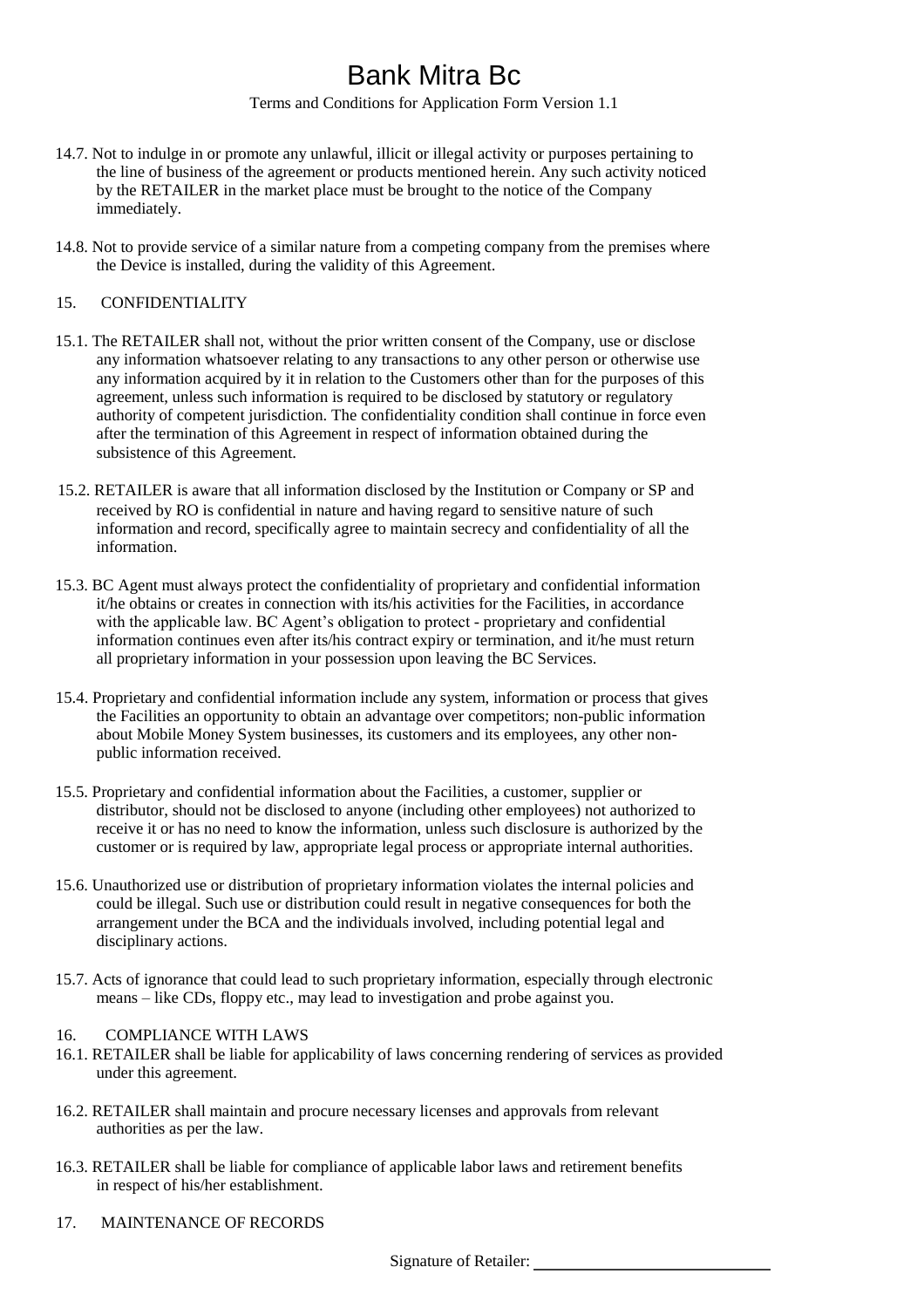14.7. Not to indulge in or promote any unlawful, illicit or illegal activity or purposes pertaining to the line of business of the agreement or products mentioned herein. Any such activity noticed by the RETAILER in the market place must be brought to the notice of the Company immediately.

14.8. Not to provide service of a similar nature from a competing company from the premises where the Device is installed, during the validity of this Agreement.

15. CONFIDENTIALITY

15.1. The RETAILER shall not, without the prior written consent of the Company, use or disclose any information whatsoever relating to any transactions to any other person or otherwise use any information acquired by it in relation to the Customers other than for the purposes of this agreement, unless such information is required to be disclosed by statutory or regulatory authority of competent jurisdiction. The confidentiality condition shall continue in force even after the termination of this Agreement in respect of information obtained during the subsistence of this Agreement.

15.2. RETAILER is aware that all information disclosed by the Institution or Company or SP and received by RO is confidential in nature and having regard to sensitive nature of such information and record, specifically agree to maintain secrecy and confidentiality of all the information.

15.3. BC Agent must always protect the confidentiality of proprietary and confidential information it/he obtains or creates in connection with its/his activities for the Facilities, in accordance with the applicable law. BC Agent's obligation to protect - proprietary and confidential information continues even after its/his contract expiry or termination, and it/he must return all proprietary information in your possession upon leaving the BC Services.

15.4. Proprietary and confidential information include any system, information or process that gives the Facilities an opportunity to obtain an advantage over competitors; non-public information about Mobile Money System businesses, its customers and its employees, any other non-public information received.

15.5. Proprietary and confidential information about the Facilities, a customer, supplier or distributor, should not be disclosed to anyone (including other employees) not authorized to receive it or has no need to know the information, unless such disclosure is authorized by the customer or is required by law, appropriate legal process or appropriate internal authorities.

15.6. Unauthorized use or distribution of proprietary information violates the internal policies and could be illegal. Such use or distribution could result in negative consequences for both the arrangement under the BCA and the individuals involved, including potential legal and disciplinary actions.

15.7. Acts of ignorance that could lead to such proprietary information, especially through electronic means – like CDs, floppy etc., may lead to investigation and probe against you.

16. COMPLIANCE WITH LAWS

16.1. RETAILER shall be liable for applicability of laws concerning rendering of services as provided under this agreement.

16.2. RETAILER shall maintain and procure necessary licenses and approvals from relevant authorities as per the law.

16.3. RETAILER shall be liable for compliance of applicable labor laws and retirement benefits in respect of his/her establishment.

17. MAINTENANCE OF RECORDS

Signature of Retailer: ____________________________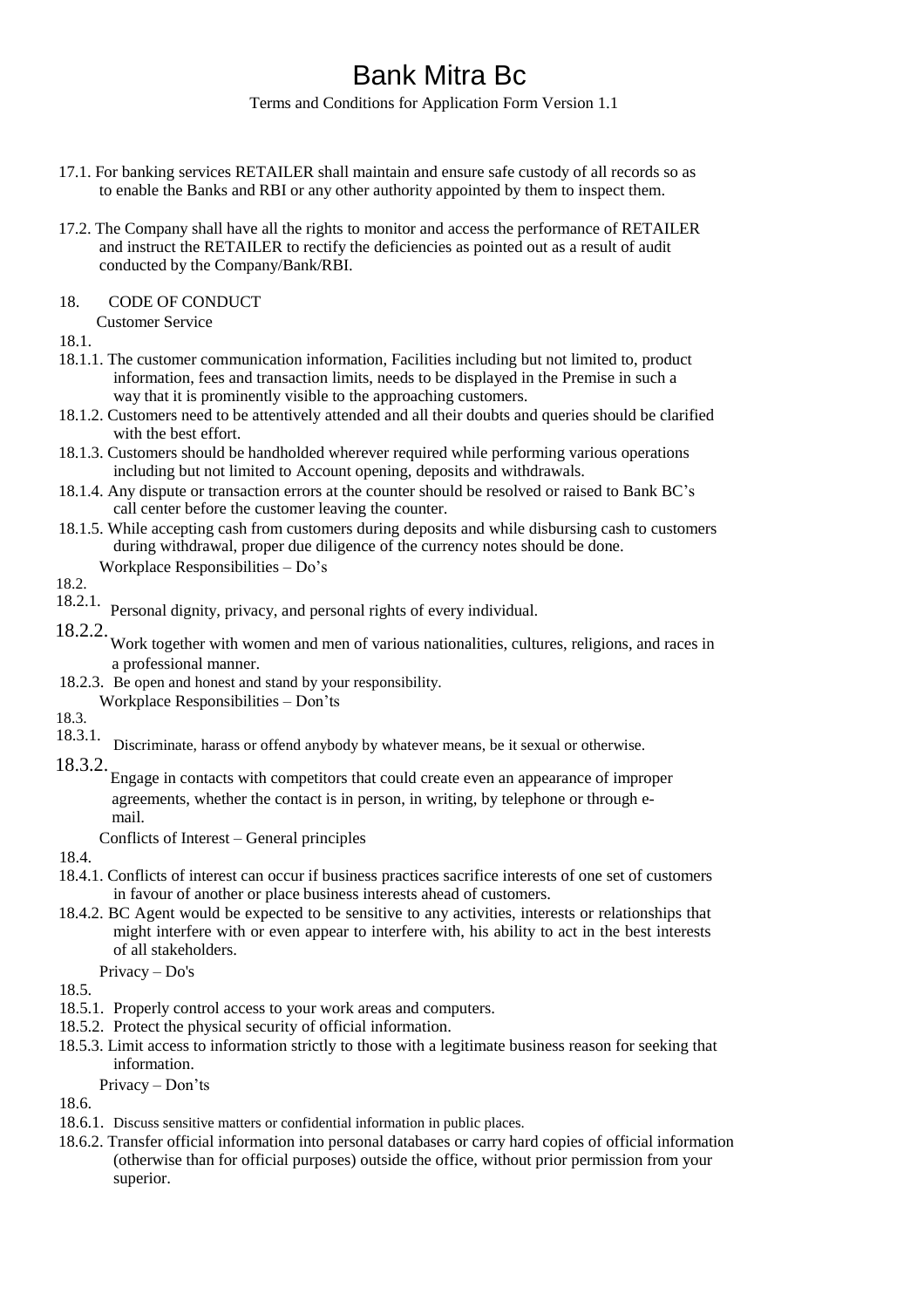# Bank Mitra Bc

Terms and Conditions for Application Form Version 1.1

17.1. For banking services RETAILER shall maintain and ensure safe custody of all records so as to enable the Banks and RBI or any other authority appointed by them to inspect them.

17.2. The Company shall have all the rights to monitor and access the performance of RETAILER and instruct the RETAILER to rectify the deficiencies as pointed out as a result of audit conducted by the Company/Bank/RBI.

18. CODE OF CONDUCT

18.1. Customer Service

18.1.1. The customer communication information, Facilities including but not limited to, product information, fees and transaction limits, needs to be displayed in the Premise in such a way that it is prominently visible to the approaching customers.

18.1.2. Customers need to be attentively attended and all their doubts and queries should be clarified with the best effort.

18.1.3. Customers should be handholded wherever required while performing various operations including but not limited to Account opening, deposits and withdrawals.

18.1.4. Any dispute or transaction errors at the counter should be resolved or raised to Bank BC's call center before the customer leaving the counter.

18.1.5. While accepting cash from customers during deposits and while disbursing cash to customers during withdrawal, proper due diligence of the currency notes should be done.

18.2. Workplace Responsibilities – Do's

18.2.1. Personal dignity, privacy, and personal rights of every individual.

18.2.2. Work together with women and men of various nationalities, cultures, religions, and races in a professional manner.

18.2.3. Be open and honest and stand by your responsibility.

18.3. Workplace Responsibilities – Don'ts

18.3.1. Discriminate, harass or offend anybody by whatever means, be it sexual or otherwise.

18.3.2. Engage in contacts with competitors that could create even an appearance of improper agreements, whether the contact is in person, in writing, by telephone or through e-mail.

18.4. Conflicts of Interest – General principles

18.4.1. Conflicts of interest can occur if business practices sacrifice interests of one set of customers in favour of another or place business interests ahead of customers.

18.4.2. BC Agent would be expected to be sensitive to any activities, interests or relationships that might interfere with or even appear to interfere with, his ability to act in the best interests of all stakeholders.

18.5. Privacy – Do's

18.5.1. Properly control access to your work areas and computers.

18.5.2. Protect the physical security of official information.

18.5.3. Limit access to information strictly to those with a legitimate business reason for seeking that information.

18.6. Privacy – Don'ts

18.6.1. Discuss sensitive matters or confidential information in public places.

18.6.2. Transfer official information into personal databases or carry hard copies of official information (otherwise than for official purposes) outside the office, without prior permission from your superior.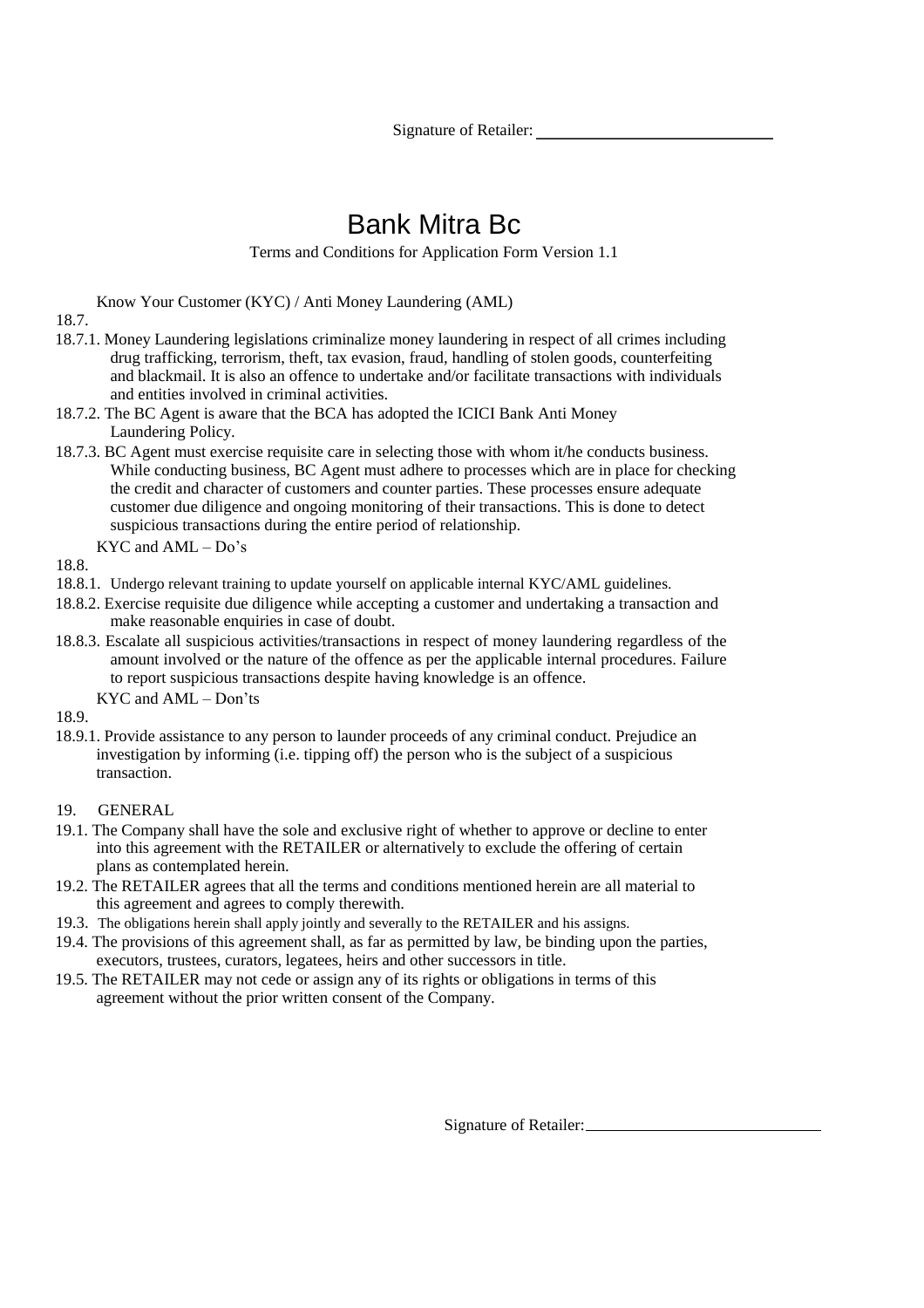Signature of Retailer: ______________________________

# Bank Mitra Bc

Terms and Conditions for Application Form Version 1.1

Know Your Customer (KYC) / Anti Money Laundering (AML)

18.7.

18.7.1. Money Laundering legislations criminalize money laundering in respect of all crimes including drug trafficking, terrorism, theft, tax evasion, fraud, handling of stolen goods, counterfeiting and blackmail. It is also an offence to undertake and/or facilitate transactions with individuals and entities involved in criminal activities.

18.7.2. The BC Agent is aware that the BCA has adopted the ICICI Bank Anti Money Laundering Policy.

18.7.3. BC Agent must exercise requisite care in selecting those with whom it/he conducts business. While conducting business, BC Agent must adhere to processes which are in place for checking the credit and character of customers and counter parties. These processes ensure adequate customer due diligence and ongoing monitoring of their transactions. This is done to detect suspicious transactions during the entire period of relationship.

KYC and AML – Do's

18.8.

18.8.1. Undergo relevant training to update yourself on applicable internal KYC/AML guidelines.

18.8.2. Exercise requisite due diligence while accepting a customer and undertaking a transaction and make reasonable enquiries in case of doubt.

18.8.3. Escalate all suspicious activities/transactions in respect of money laundering regardless of the amount involved or the nature of the offence as per the applicable internal procedures. Failure to report suspicious transactions despite having knowledge is an offence.

KYC and AML – Don'ts

18.9.

18.9.1. Provide assistance to any person to launder proceeds of any criminal conduct. Prejudice an investigation by informing (i.e. tipping off) the person who is the subject of a suspicious transaction.

19. GENERAL

19.1. The Company shall have the sole and exclusive right of whether to approve or decline to enter into this agreement with the RETAILER or alternatively to exclude the offering of certain plans as contemplated herein.

19.2. The RETAILER agrees that all the terms and conditions mentioned herein are all material to this agreement and agrees to comply therewith.

19.3. The obligations herein shall apply jointly and severally to the RETAILER and his assigns.

19.4. The provisions of this agreement shall, as far as permitted by law, be binding upon the parties, executors, trustees, curators, legatees, heirs and other successors in title.

19.5. The RETAILER may not cede or assign any of its rights or obligations in terms of this agreement without the prior written consent of the Company.

Signature of Retailer: ______________________________